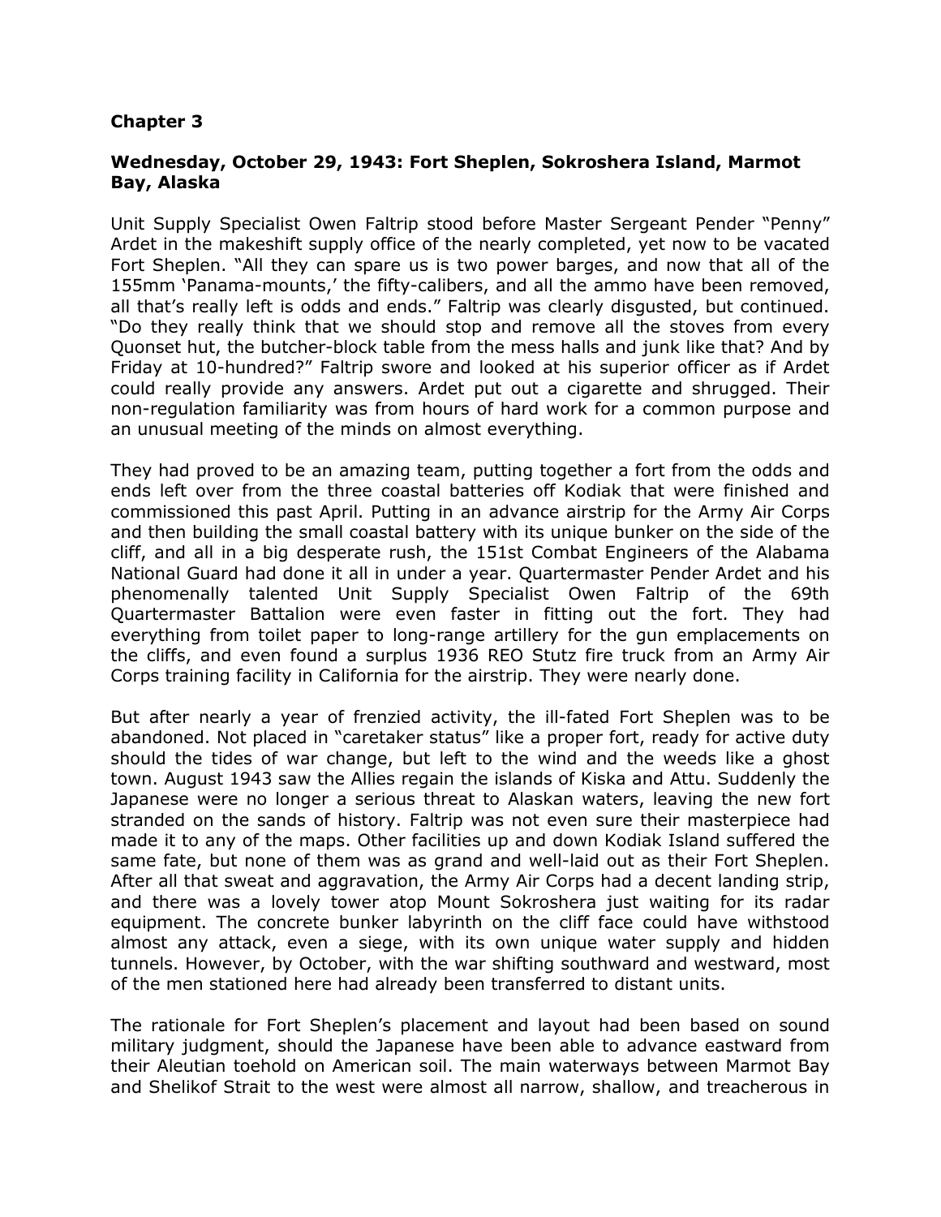## Chapter 3

### Wednesday, October 29, 1943: Fort Sheplen, Sokroshera Island, Marmot Bay, Alaska

Unit Supply Specialist Owen Faltrip stood before Master Sergeant Pender "Penny" Ardet in the makeshift supply office of the nearly completed, yet now to be vacated Fort Sheplen. "All they can spare us is two power barges, and now that all of the 155mm 'Panama-mounts,' the fifty-calibers, and all the ammo have been removed, all that's really left is odds and ends." Faltrip was clearly disgusted, but continued. "Do they really think that we should stop and remove all the stoves from every Quonset hut, the butcher-block table from the mess halls and junk like that? And by Friday at 10-hundred?" Faltrip swore and looked at his superior officer as if Ardet could really provide any answers. Ardet put out a cigarette and shrugged. Their non-regulation familiarity was from hours of hard work for a common purpose and an unusual meeting of the minds on almost everything.

They had proved to be an amazing team, putting together a fort from the odds and ends left over from the three coastal batteries off Kodiak that were finished and commissioned this past April. Putting in an advance airstrip for the Army Air Corps and then building the small coastal battery with its unique bunker on the side of the cliff, and all in a big desperate rush, the 151st Combat Engineers of the Alabama National Guard had done it all in under a year. Quartermaster Pender Ardet and his phenomenally talented Unit Supply Specialist Owen Faltrip of the 69th Quartermaster Battalion were even faster in fitting out the fort. They had everything from toilet paper to long-range artillery for the gun emplacements on the cliffs, and even found a surplus 1936 REO Stutz fire truck from an Army Air Corps training facility in California for the airstrip. They were nearly done.

But after nearly a year of frenzied activity, the ill-fated Fort Sheplen was to be abandoned. Not placed in "caretaker status" like a proper fort, ready for active duty should the tides of war change, but left to the wind and the weeds like a ghost town. August 1943 saw the Allies regain the islands of Kiska and Attu. Suddenly the Japanese were no longer a serious threat to Alaskan waters, leaving the new fort stranded on the sands of history. Faltrip was not even sure their masterpiece had made it to any of the maps. Other facilities up and down Kodiak Island suffered the same fate, but none of them was as grand and well-laid out as their Fort Sheplen. After all that sweat and aggravation, the Army Air Corps had a decent landing strip, and there was a lovely tower atop Mount Sokroshera just waiting for its radar equipment. The concrete bunker labyrinth on the cliff face could have withstood almost any attack, even a siege, with its own unique water supply and hidden tunnels. However, by October, with the war shifting southward and westward, most of the men stationed here had already been transferred to distant units.

The rationale for Fort Sheplen's placement and layout had been based on sound military judgment, should the Japanese have been able to advance eastward from their Aleutian toehold on American soil. The main waterways between Marmot Bay and Shelikof Strait to the west were almost all narrow, shallow, and treacherous in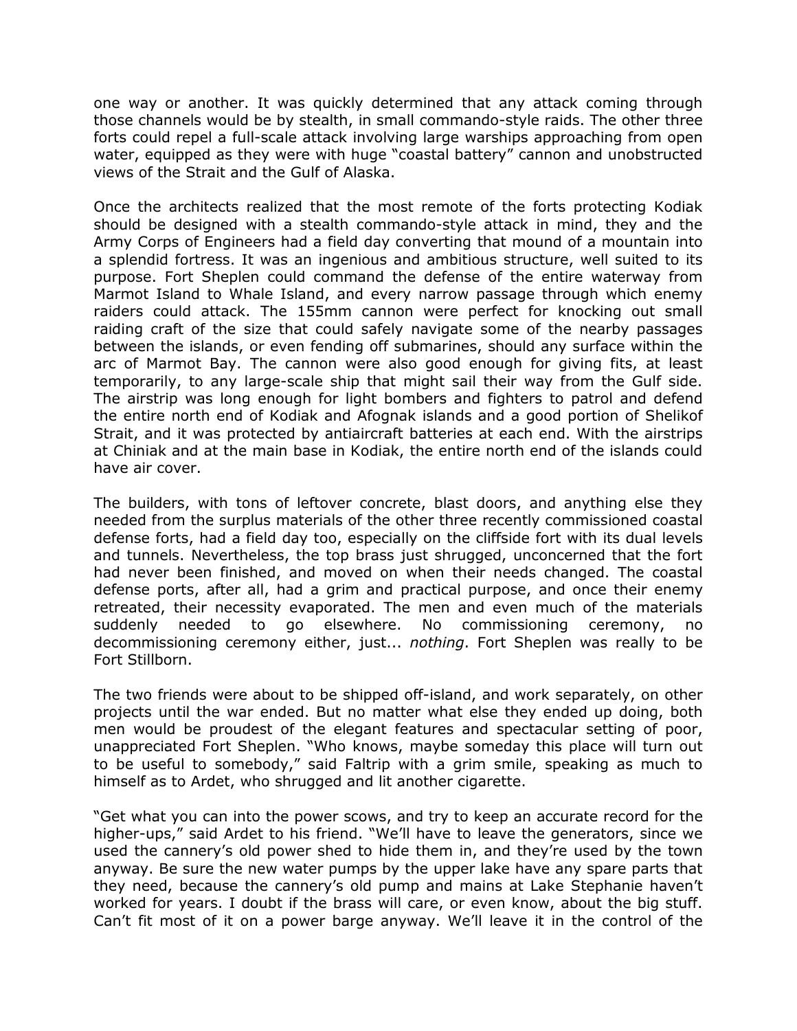one way or another. It was quickly determined that any attack coming through those channels would be by stealth, in small commando-style raids. The other three forts could repel a full-scale attack involving large warships approaching from open water, equipped as they were with huge "coastal battery" cannon and unobstructed views of the Strait and the Gulf of Alaska.

Once the architects realized that the most remote of the forts protecting Kodiak should be designed with a stealth commando-style attack in mind, they and the Army Corps of Engineers had a field day converting that mound of a mountain into a splendid fortress. It was an ingenious and ambitious structure, well suited to its purpose. Fort Sheplen could command the defense of the entire waterway from Marmot Island to Whale Island, and every narrow passage through which enemy raiders could attack. The 155mm cannon were perfect for knocking out small raiding craft of the size that could safely navigate some of the nearby passages between the islands, or even fending off submarines, should any surface within the arc of Marmot Bay. The cannon were also good enough for giving fits, at least temporarily, to any large-scale ship that might sail their way from the Gulf side. The airstrip was long enough for light bombers and fighters to patrol and defend the entire north end of Kodiak and Afognak islands and a good portion of Shelikof Strait, and it was protected by antiaircraft batteries at each end. With the airstrips at Chiniak and at the main base in Kodiak, the entire north end of the islands could have air cover.

The builders, with tons of leftover concrete, blast doors, and anything else they needed from the surplus materials of the other three recently commissioned coastal defense forts, had a field day too, especially on the cliffside fort with its dual levels and tunnels. Nevertheless, the top brass just shrugged, unconcerned that the fort had never been finished, and moved on when their needs changed. The coastal defense ports, after all, had a grim and practical purpose, and once their enemy retreated, their necessity evaporated. The men and even much of the materials suddenly needed to go elsewhere. No commissioning ceremony, no decommissioning ceremony either, just... *nothing*. Fort Sheplen was really to be Fort Stillborn.

The two friends were about to be shipped off-island, and work separately, on other projects until the war ended. But no matter what else they ended up doing, both men would be proudest of the elegant features and spectacular setting of poor, unappreciated Fort Sheplen. "Who knows, maybe someday this place will turn out to be useful to somebody," said Faltrip with a grim smile, speaking as much to himself as to Ardet, who shrugged and lit another cigarette.

"Get what you can into the power scows, and try to keep an accurate record for the higher-ups," said Ardet to his friend. "We'll have to leave the generators, since we used the cannery's old power shed to hide them in, and they're used by the town anyway. Be sure the new water pumps by the upper lake have any spare parts that they need, because the cannery's old pump and mains at Lake Stephanie haven't worked for years. I doubt if the brass will care, or even know, about the big stuff. Can't fit most of it on a power barge anyway. We'll leave it in the control of the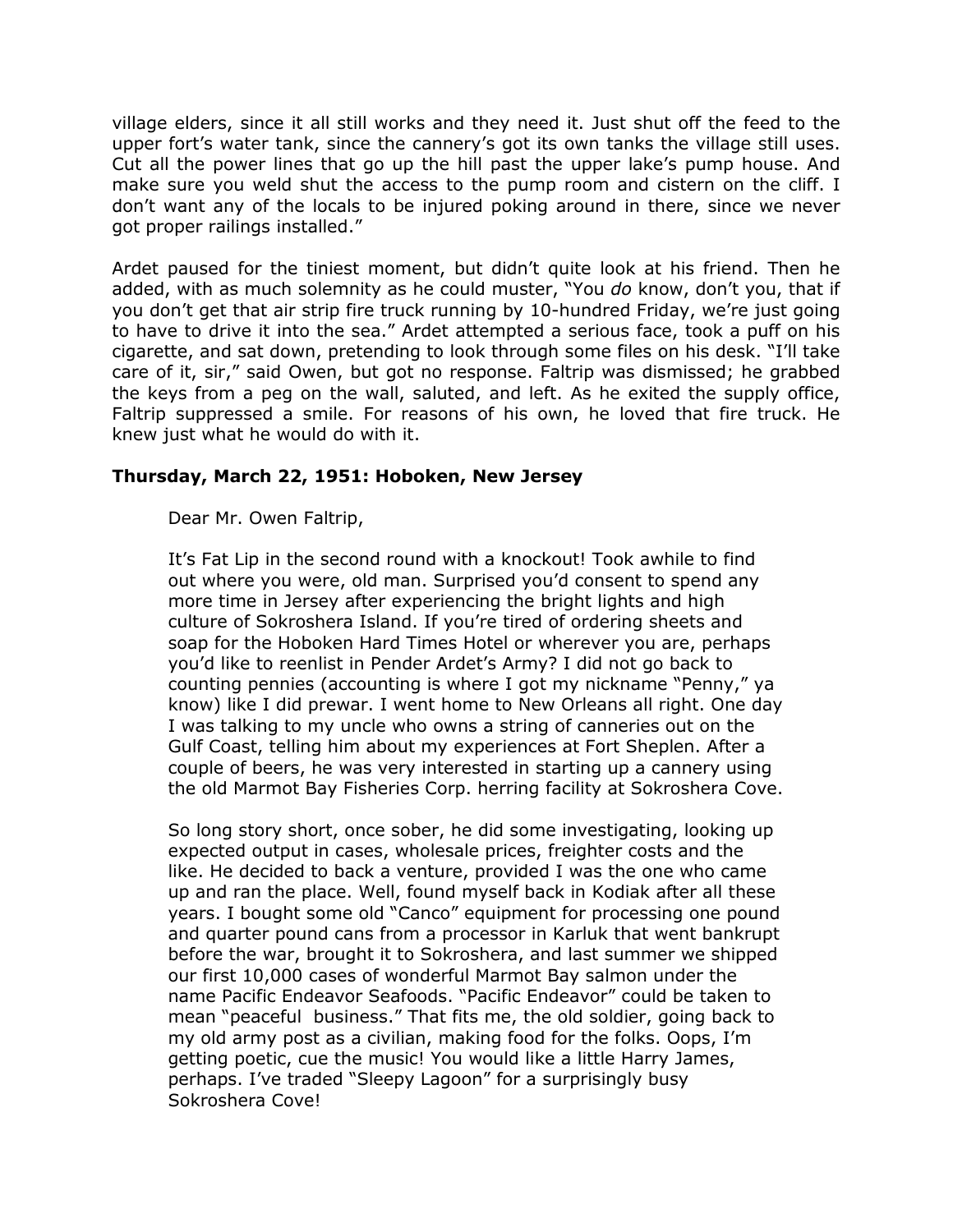village elders, since it all still works and they need it. Just shut off the feed to the upper fort's water tank, since the cannery's got its own tanks the village still uses. Cut all the power lines that go up the hill past the upper lake's pump house. And make sure you weld shut the access to the pump room and cistern on the cliff. I don't want any of the locals to be injured poking around in there, since we never got proper railings installed."

Ardet paused for the tiniest moment, but didn't quite look at his friend. Then he added, with as much solemnity as he could muster, "You *do* know, don't you, that if you don't get that air strip fire truck running by 10-hundred Friday, we're just going to have to drive it into the sea." Ardet attempted a serious face, took a puff on his cigarette, and sat down, pretending to look through some files on his desk. "I'll take care of it, sir," said Owen, but got no response. Faltrip was dismissed; he grabbed the keys from a peg on the wall, saluted, and left. As he exited the supply office, Faltrip suppressed a smile. For reasons of his own, he loved that fire truck. He knew just what he would do with it.

**Thursday, March 22, 1951: Hoboken, New Jersey**

Dear Mr. Owen Faltrip,

It's Fat Lip in the second round with a knockout! Took awhile to find out where you were, old man. Surprised you'd consent to spend any more time in Jersey after experiencing the bright lights and high culture of Sokroshera Island. If you're tired of ordering sheets and soap for the Hoboken Hard Times Hotel or wherever you are, perhaps you'd like to reenlist in Pender Ardet's Army? I did not go back to counting pennies (accounting is where I got my nickname "Penny," ya know) like I did prewar. I went home to New Orleans all right. One day I was talking to my uncle who owns a string of canneries out on the Gulf Coast, telling him about my experiences at Fort Sheplen. After a couple of beers, he was very interested in starting up a cannery using the old Marmot Bay Fisheries Corp. herring facility at Sokroshera Cove.

So long story short, once sober, he did some investigating, looking up expected output in cases, wholesale prices, freighter costs and the like. He decided to back a venture, provided I was the one who came up and ran the place. Well, found myself back in Kodiak after all these years. I bought some old "Canco" equipment for processing one pound and quarter pound cans from a processor in Karluk that went bankrupt before the war, brought it to Sokroshera, and last summer we shipped our first 10,000 cases of wonderful Marmot Bay salmon under the name Pacific Endeavor Seafoods. "Pacific Endeavor" could be taken to mean "peaceful business." That fits me, the old soldier, going back to my old army post as a civilian, making food for the folks. Oops, I'm getting poetic, cue the music! You would like a little Harry James, perhaps. I've traded "Sleepy Lagoon" for a surprisingly busy Sokroshera Cove!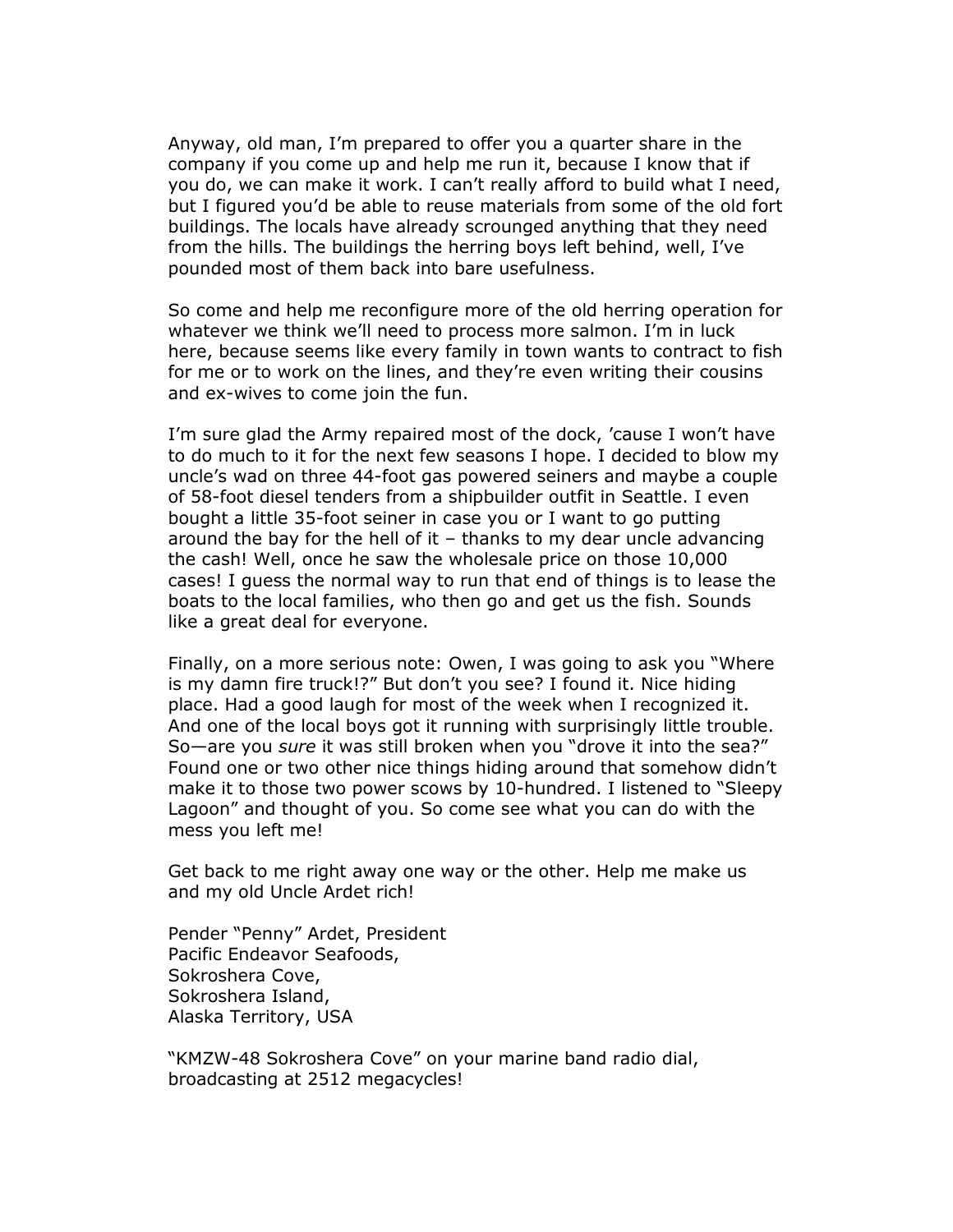Anyway, old man, I'm prepared to offer you a quarter share in the company if you come up and help me run it, because I know that if you do, we can make it work. I can't really afford to build what I need, but I figured you'd be able to reuse materials from some of the old fort buildings. The locals have already scrounged anything that they need from the hills. The buildings the herring boys left behind, well, I've pounded most of them back into bare usefulness.

So come and help me reconfigure more of the old herring operation for whatever we think we'll need to process more salmon. I'm in luck here, because seems like every family in town wants to contract to fish for me or to work on the lines, and they're even writing their cousins and ex-wives to come join the fun.

I'm sure glad the Army repaired most of the dock, 'cause I won't have to do much to it for the next few seasons I hope. I decided to blow my uncle's wad on three 44-foot gas powered seiners and maybe a couple of 58-foot diesel tenders from a shipbuilder outfit in Seattle. I even bought a little 35-foot seiner in case you or I want to go putting around the bay for the hell of it – thanks to my dear uncle advancing the cash! Well, once he saw the wholesale price on those 10,000 cases! I guess the normal way to run that end of things is to lease the boats to the local families, who then go and get us the fish. Sounds like a great deal for everyone.

Finally, on a more serious note: Owen, I was going to ask you "Where is my damn fire truck!?" But don't you see? I found it. Nice hiding place. Had a good laugh for most of the week when I recognized it. And one of the local boys got it running with surprisingly little trouble. So—are you *sure* it was still broken when you "drove it into the sea?" Found one or two other nice things hiding around that somehow didn't make it to those two power scows by 10-hundred. I listened to "Sleepy Lagoon" and thought of you. So come see what you can do with the mess you left me!

Get back to me right away one way or the other. Help me make us and my old Uncle Ardet rich!

Pender "Penny" Ardet, President
Pacific Endeavor Seafoods,
Sokroshera Cove,
Sokroshera Island,
Alaska Territory, USA

"KMZW-48 Sokroshera Cove" on your marine band radio dial, broadcasting at 2512 megacycles!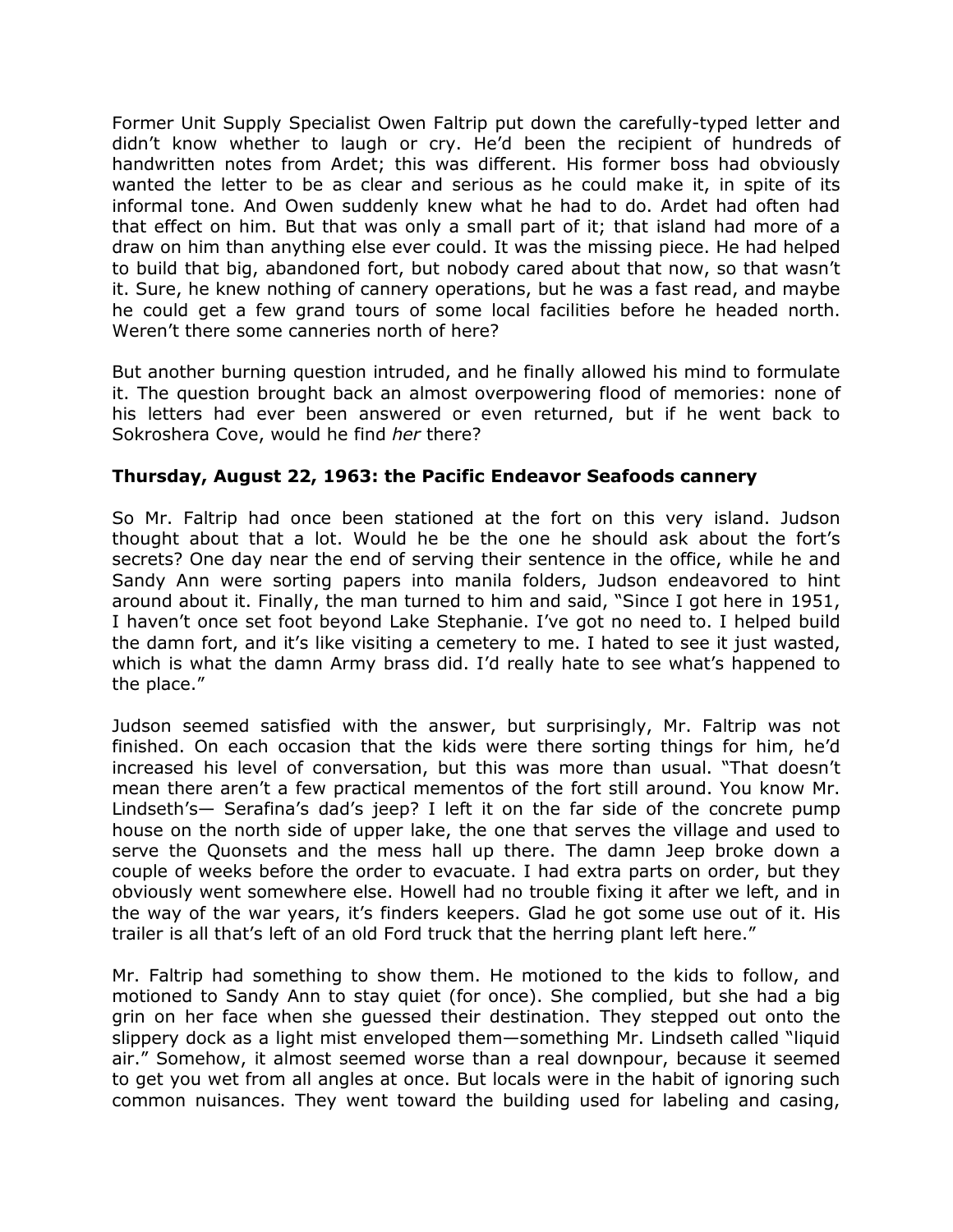Former Unit Supply Specialist Owen Faltrip put down the carefully-typed letter and didn't know whether to laugh or cry. He'd been the recipient of hundreds of handwritten notes from Ardet; this was different. His former boss had obviously wanted the letter to be as clear and serious as he could make it, in spite of its informal tone. And Owen suddenly knew what he had to do. Ardet had often had that effect on him. But that was only a small part of it; that island had more of a draw on him than anything else ever could. It was the missing piece. He had helped to build that big, abandoned fort, but nobody cared about that now, so that wasn't it. Sure, he knew nothing of cannery operations, but he was a fast read, and maybe he could get a few grand tours of some local facilities before he headed north. Weren't there some canneries north of here?

But another burning question intruded, and he finally allowed his mind to formulate it. The question brought back an almost overpowering flood of memories: none of his letters had ever been answered or even returned, but if he went back to Sokroshera Cove, would he find *her* there?

**Thursday, August 22, 1963: the Pacific Endeavor Seafoods cannery**

So Mr. Faltrip had once been stationed at the fort on this very island. Judson thought about that a lot. Would he be the one he should ask about the fort's secrets? One day near the end of serving their sentence in the office, while he and Sandy Ann were sorting papers into manila folders, Judson endeavored to hint around about it. Finally, the man turned to him and said, "Since I got here in 1951, I haven't once set foot beyond Lake Stephanie. I've got no need to. I helped build the damn fort, and it's like visiting a cemetery to me. I hated to see it just wasted, which is what the damn Army brass did. I'd really hate to see what's happened to the place."

Judson seemed satisfied with the answer, but surprisingly, Mr. Faltrip was not finished. On each occasion that the kids were there sorting things for him, he'd increased his level of conversation, but this was more than usual. "That doesn't mean there aren't a few practical mementos of the fort still around. You know Mr. Lindseth's— Serafina's dad's jeep? I left it on the far side of the concrete pump house on the north side of upper lake, the one that serves the village and used to serve the Quonsets and the mess hall up there. The damn Jeep broke down a couple of weeks before the order to evacuate. I had extra parts on order, but they obviously went somewhere else. Howell had no trouble fixing it after we left, and in the way of the war years, it's finders keepers. Glad he got some use out of it. His trailer is all that's left of an old Ford truck that the herring plant left here."

Mr. Faltrip had something to show them. He motioned to the kids to follow, and motioned to Sandy Ann to stay quiet (for once). She complied, but she had a big grin on her face when she guessed their destination. They stepped out onto the slippery dock as a light mist enveloped them—something Mr. Lindseth called "liquid air." Somehow, it almost seemed worse than a real downpour, because it seemed to get you wet from all angles at once. But locals were in the habit of ignoring such common nuisances. They went toward the building used for labeling and casing,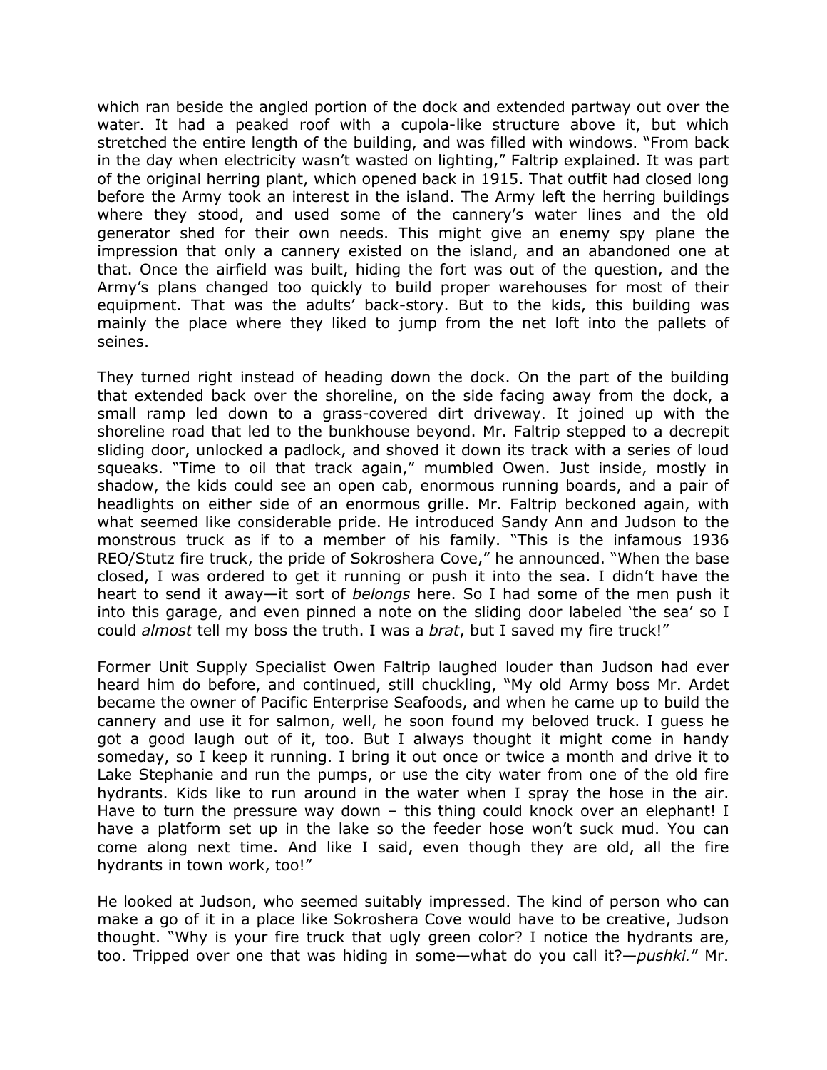which ran beside the angled portion of the dock and extended partway out over the water. It had a peaked roof with a cupola-like structure above it, but which stretched the entire length of the building, and was filled with windows. "From back in the day when electricity wasn't wasted on lighting," Faltrip explained. It was part of the original herring plant, which opened back in 1915. That outfit had closed long before the Army took an interest in the island. The Army left the herring buildings where they stood, and used some of the cannery's water lines and the old generator shed for their own needs. This might give an enemy spy plane the impression that only a cannery existed on the island, and an abandoned one at that. Once the airfield was built, hiding the fort was out of the question, and the Army's plans changed too quickly to build proper warehouses for most of their equipment. That was the adults' back-story. But to the kids, this building was mainly the place where they liked to jump from the net loft into the pallets of seines.

They turned right instead of heading down the dock. On the part of the building that extended back over the shoreline, on the side facing away from the dock, a small ramp led down to a grass-covered dirt driveway. It joined up with the shoreline road that led to the bunkhouse beyond. Mr. Faltrip stepped to a decrepit sliding door, unlocked a padlock, and shoved it down its track with a series of loud squeaks. "Time to oil that track again," mumbled Owen. Just inside, mostly in shadow, the kids could see an open cab, enormous running boards, and a pair of headlights on either side of an enormous grille. Mr. Faltrip beckoned again, with what seemed like considerable pride. He introduced Sandy Ann and Judson to the monstrous truck as if to a member of his family. "This is the infamous 1936 REO/Stutz fire truck, the pride of Sokroshera Cove," he announced. "When the base closed, I was ordered to get it running or push it into the sea. I didn't have the heart to send it away—it sort of *belongs* here. So I had some of the men push it into this garage, and even pinned a note on the sliding door labeled 'the sea' so I could *almost* tell my boss the truth. I was a *brat*, but I saved my fire truck!"

Former Unit Supply Specialist Owen Faltrip laughed louder than Judson had ever heard him do before, and continued, still chuckling, "My old Army boss Mr. Ardet became the owner of Pacific Enterprise Seafoods, and when he came up to build the cannery and use it for salmon, well, he soon found my beloved truck. I guess he got a good laugh out of it, too. But I always thought it might come in handy someday, so I keep it running. I bring it out once or twice a month and drive it to Lake Stephanie and run the pumps, or use the city water from one of the old fire hydrants. Kids like to run around in the water when I spray the hose in the air. Have to turn the pressure way down – this thing could knock over an elephant! I have a platform set up in the lake so the feeder hose won't suck mud. You can come along next time. And like I said, even though they are old, all the fire hydrants in town work, too!"

He looked at Judson, who seemed suitably impressed. The kind of person who can make a go of it in a place like Sokroshera Cove would have to be creative, Judson thought. "Why is your fire truck that ugly green color? I notice the hydrants are, too. Tripped over one that was hiding in some—what do you call it?—*pushki.*" Mr.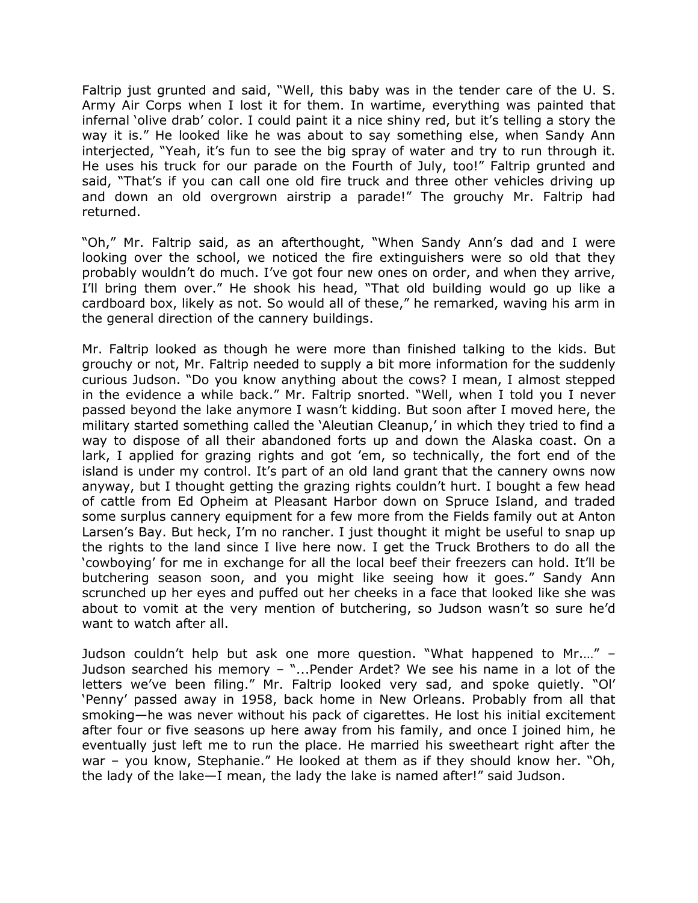Faltrip just grunted and said, "Well, this baby was in the tender care of the U. S. Army Air Corps when I lost it for them. In wartime, everything was painted that infernal 'olive drab' color. I could paint it a nice shiny red, but it's telling a story the way it is." He looked like he was about to say something else, when Sandy Ann interjected, "Yeah, it's fun to see the big spray of water and try to run through it. He uses his truck for our parade on the Fourth of July, too!" Faltrip grunted and said, "That's if you can call one old fire truck and three other vehicles driving up and down an old overgrown airstrip a parade!" The grouchy Mr. Faltrip had returned.

"Oh," Mr. Faltrip said, as an afterthought, "When Sandy Ann's dad and I were looking over the school, we noticed the fire extinguishers were so old that they probably wouldn't do much. I've got four new ones on order, and when they arrive, I'll bring them over." He shook his head, "That old building would go up like a cardboard box, likely as not. So would all of these," he remarked, waving his arm in the general direction of the cannery buildings.

Mr. Faltrip looked as though he were more than finished talking to the kids. But grouchy or not, Mr. Faltrip needed to supply a bit more information for the suddenly curious Judson. "Do you know anything about the cows? I mean, I almost stepped in the evidence a while back." Mr. Faltrip snorted. "Well, when I told you I never passed beyond the lake anymore I wasn't kidding. But soon after I moved here, the military started something called the 'Aleutian Cleanup,' in which they tried to find a way to dispose of all their abandoned forts up and down the Alaska coast. On a lark, I applied for grazing rights and got 'em, so technically, the fort end of the island is under my control. It's part of an old land grant that the cannery owns now anyway, but I thought getting the grazing rights couldn't hurt. I bought a few head of cattle from Ed Opheim at Pleasant Harbor down on Spruce Island, and traded some surplus cannery equipment for a few more from the Fields family out at Anton Larsen's Bay. But heck, I'm no rancher. I just thought it might be useful to snap up the rights to the land since I live here now. I get the Truck Brothers to do all the 'cowboying' for me in exchange for all the local beef their freezers can hold. It'll be butchering season soon, and you might like seeing how it goes." Sandy Ann scrunched up her eyes and puffed out her cheeks in a face that looked like she was about to vomit at the very mention of butchering, so Judson wasn't so sure he'd want to watch after all.

Judson couldn't help but ask one more question. "What happened to Mr.…" – Judson searched his memory – "...Pender Ardet? We see his name in a lot of the letters we've been filing." Mr. Faltrip looked very sad, and spoke quietly. "Ol' 'Penny' passed away in 1958, back home in New Orleans. Probably from all that smoking—he was never without his pack of cigarettes. He lost his initial excitement after four or five seasons up here away from his family, and once I joined him, he eventually just left me to run the place. He married his sweetheart right after the war – you know, Stephanie." He looked at them as if they should know her. "Oh, the lady of the lake—I mean, the lady the lake is named after!" said Judson.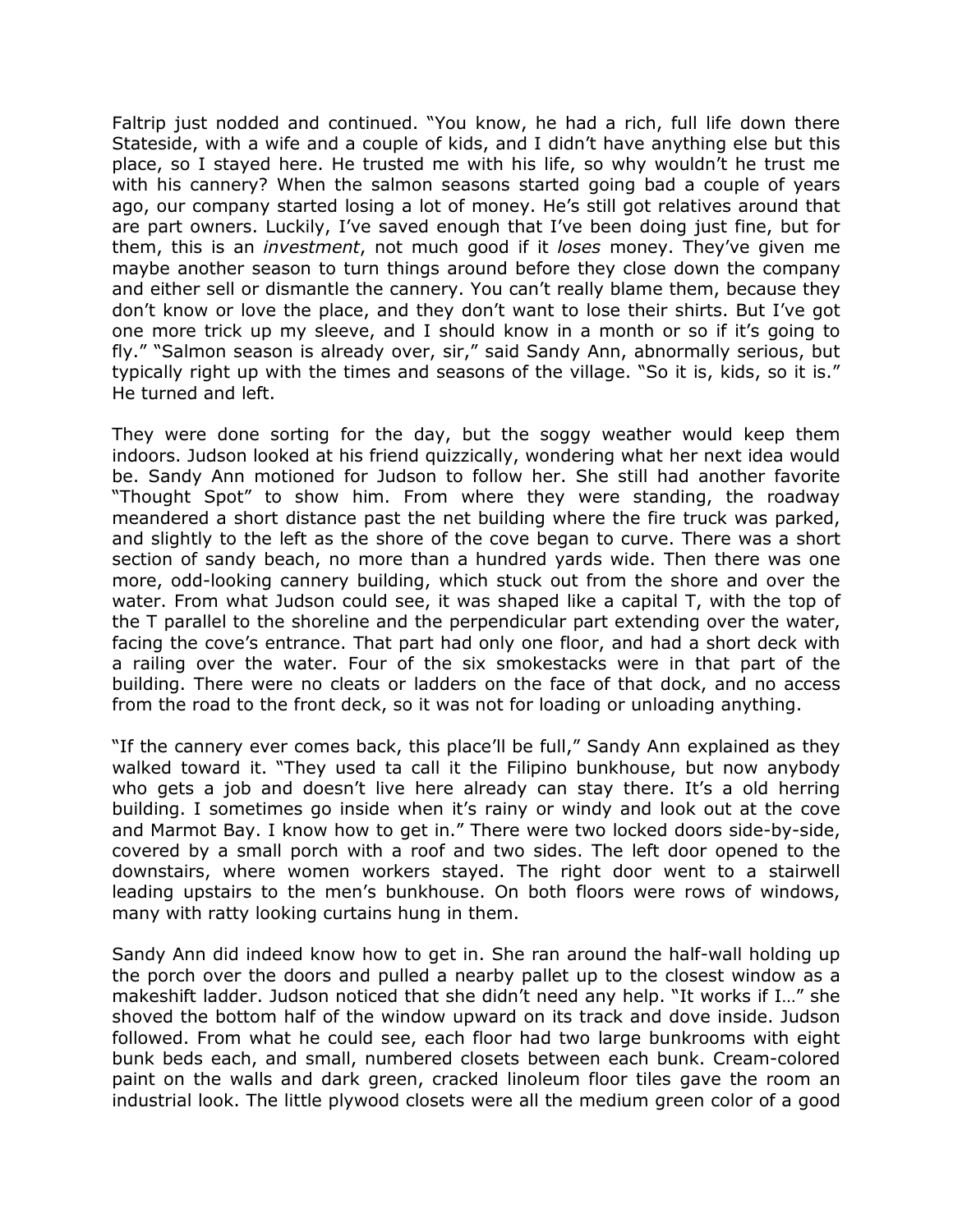Faltrip just nodded and continued. “You know, he had a rich, full life down there Stateside, with a wife and a couple of kids, and I didn’t have anything else but this place, so I stayed here. He trusted me with his life, so why wouldn’t he trust me with his cannery? When the salmon seasons started going bad a couple of years ago, our company started losing a lot of money. He’s still got relatives around that are part owners. Luckily, I’ve saved enough that I’ve been doing just fine, but for them, this is an *investment*, not much good if it *loses* money. They’ve given me maybe another season to turn things around before they close down the company and either sell or dismantle the cannery. You can’t really blame them, because they don’t know or love the place, and they don’t want to lose their shirts. But I’ve got one more trick up my sleeve, and I should know in a month or so if it’s going to fly.” “Salmon season is already over, sir,” said Sandy Ann, abnormally serious, but typically right up with the times and seasons of the village. “So it is, kids, so it is.” He turned and left.

They were done sorting for the day, but the soggy weather would keep them indoors. Judson looked at his friend quizzically, wondering what her next idea would be. Sandy Ann motioned for Judson to follow her. She still had another favorite “Thought Spot” to show him. From where they were standing, the roadway meandered a short distance past the net building where the fire truck was parked, and slightly to the left as the shore of the cove began to curve. There was a short section of sandy beach, no more than a hundred yards wide. Then there was one more, odd-looking cannery building, which stuck out from the shore and over the water. From what Judson could see, it was shaped like a capital T, with the top of the T parallel to the shoreline and the perpendicular part extending over the water, facing the cove’s entrance. That part had only one floor, and had a short deck with a railing over the water. Four of the six smokestacks were in that part of the building. There were no cleats or ladders on the face of that dock, and no access from the road to the front deck, so it was not for loading or unloading anything.

“If the cannery ever comes back, this place’ll be full,” Sandy Ann explained as they walked toward it. “They used ta call it the Filipino bunkhouse, but now anybody who gets a job and doesn’t live here already can stay there. It’s a old herring building. I sometimes go inside when it’s rainy or windy and look out at the cove and Marmot Bay. I know how to get in.” There were two locked doors side-by-side, covered by a small porch with a roof and two sides. The left door opened to the downstairs, where women workers stayed. The right door went to a stairwell leading upstairs to the men’s bunkhouse. On both floors were rows of windows, many with ratty looking curtains hung in them.

Sandy Ann did indeed know how to get in. She ran around the half-wall holding up the porch over the doors and pulled a nearby pallet up to the closest window as a makeshift ladder. Judson noticed that she didn’t need any help. “It works if I…” she shoved the bottom half of the window upward on its track and dove inside. Judson followed. From what he could see, each floor had two large bunkrooms with eight bunk beds each, and small, numbered closets between each bunk. Cream-colored paint on the walls and dark green, cracked linoleum floor tiles gave the room an industrial look. The little plywood closets were all the medium green color of a good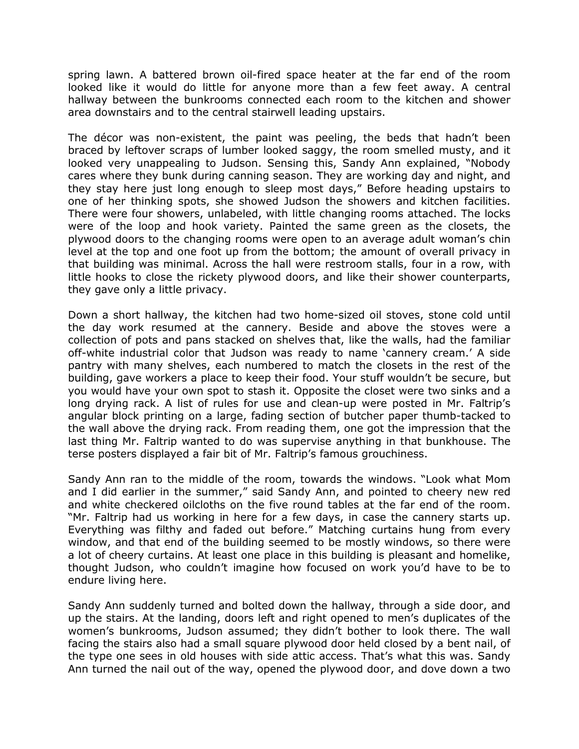spring lawn. A battered brown oil-fired space heater at the far end of the room looked like it would do little for anyone more than a few feet away. A central hallway between the bunkrooms connected each room to the kitchen and shower area downstairs and to the central stairwell leading upstairs.

The décor was non-existent, the paint was peeling, the beds that hadn't been braced by leftover scraps of lumber looked saggy, the room smelled musty, and it looked very unappealing to Judson. Sensing this, Sandy Ann explained, "Nobody cares where they bunk during canning season. They are working day and night, and they stay here just long enough to sleep most days," Before heading upstairs to one of her thinking spots, she showed Judson the showers and kitchen facilities. There were four showers, unlabeled, with little changing rooms attached. The locks were of the loop and hook variety. Painted the same green as the closets, the plywood doors to the changing rooms were open to an average adult woman's chin level at the top and one foot up from the bottom; the amount of overall privacy in that building was minimal. Across the hall were restroom stalls, four in a row, with little hooks to close the rickety plywood doors, and like their shower counterparts, they gave only a little privacy.

Down a short hallway, the kitchen had two home-sized oil stoves, stone cold until the day work resumed at the cannery. Beside and above the stoves were a collection of pots and pans stacked on shelves that, like the walls, had the familiar off-white industrial color that Judson was ready to name 'cannery cream.' A side pantry with many shelves, each numbered to match the closets in the rest of the building, gave workers a place to keep their food. Your stuff wouldn't be secure, but you would have your own spot to stash it. Opposite the closet were two sinks and a long drying rack. A list of rules for use and clean-up were posted in Mr. Faltrip's angular block printing on a large, fading section of butcher paper thumb-tacked to the wall above the drying rack. From reading them, one got the impression that the last thing Mr. Faltrip wanted to do was supervise anything in that bunkhouse. The terse posters displayed a fair bit of Mr. Faltrip's famous grouchiness.

Sandy Ann ran to the middle of the room, towards the windows. "Look what Mom and I did earlier in the summer," said Sandy Ann, and pointed to cheery new red and white checkered oilcloths on the five round tables at the far end of the room. "Mr. Faltrip had us working in here for a few days, in case the cannery starts up. Everything was filthy and faded out before." Matching curtains hung from every window, and that end of the building seemed to be mostly windows, so there were a lot of cheery curtains. At least one place in this building is pleasant and homelike, thought Judson, who couldn't imagine how focused on work you'd have to be to endure living here.

Sandy Ann suddenly turned and bolted down the hallway, through a side door, and up the stairs. At the landing, doors left and right opened to men's duplicates of the women's bunkrooms, Judson assumed; they didn't bother to look there. The wall facing the stairs also had a small square plywood door held closed by a bent nail, of the type one sees in old houses with side attic access. That's what this was. Sandy Ann turned the nail out of the way, opened the plywood door, and dove down a two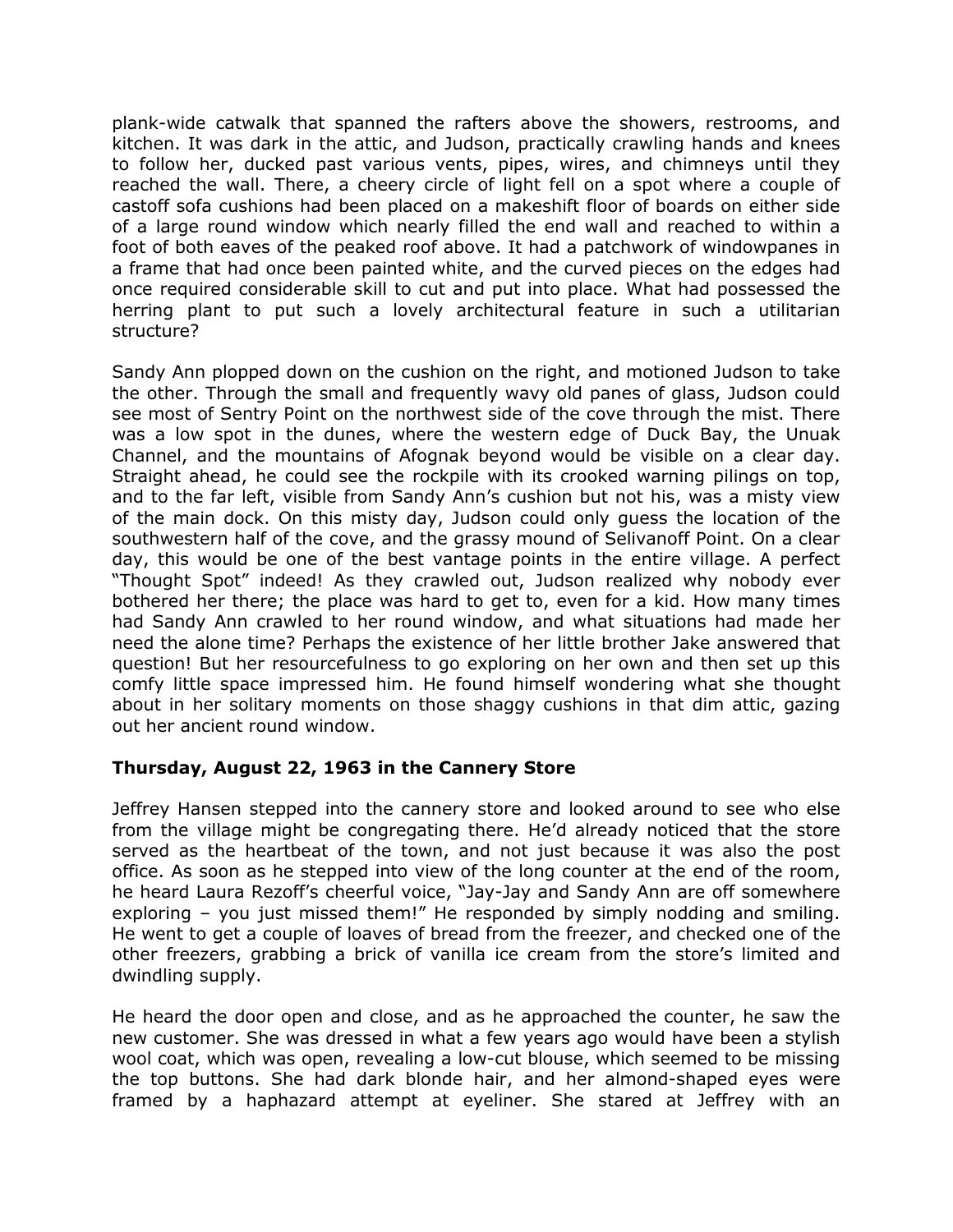plank-wide catwalk that spanned the rafters above the showers, restrooms, and kitchen. It was dark in the attic, and Judson, practically crawling hands and knees to follow her, ducked past various vents, pipes, wires, and chimneys until they reached the wall. There, a cheery circle of light fell on a spot where a couple of castoff sofa cushions had been placed on a makeshift floor of boards on either side of a large round window which nearly filled the end wall and reached to within a foot of both eaves of the peaked roof above. It had a patchwork of windowpanes in a frame that had once been painted white, and the curved pieces on the edges had once required considerable skill to cut and put into place. What had possessed the herring plant to put such a lovely architectural feature in such a utilitarian structure?

Sandy Ann plopped down on the cushion on the right, and motioned Judson to take the other. Through the small and frequently wavy old panes of glass, Judson could see most of Sentry Point on the northwest side of the cove through the mist. There was a low spot in the dunes, where the western edge of Duck Bay, the Unuak Channel, and the mountains of Afognak beyond would be visible on a clear day. Straight ahead, he could see the rockpile with its crooked warning pilings on top, and to the far left, visible from Sandy Ann's cushion but not his, was a misty view of the main dock. On this misty day, Judson could only guess the location of the southwestern half of the cove, and the grassy mound of Selivanoff Point. On a clear day, this would be one of the best vantage points in the entire village. A perfect "Thought Spot" indeed! As they crawled out, Judson realized why nobody ever bothered her there; the place was hard to get to, even for a kid. How many times had Sandy Ann crawled to her round window, and what situations had made her need the alone time? Perhaps the existence of her little brother Jake answered that question! But her resourcefulness to go exploring on her own and then set up this comfy little space impressed him. He found himself wondering what she thought about in her solitary moments on those shaggy cushions in that dim attic, gazing out her ancient round window.

**Thursday, August 22, 1963 in the Cannery Store**

Jeffrey Hansen stepped into the cannery store and looked around to see who else from the village might be congregating there. He'd already noticed that the store served as the heartbeat of the town, and not just because it was also the post office. As soon as he stepped into view of the long counter at the end of the room, he heard Laura Rezoff's cheerful voice, "Jay-Jay and Sandy Ann are off somewhere exploring – you just missed them!" He responded by simply nodding and smiling. He went to get a couple of loaves of bread from the freezer, and checked one of the other freezers, grabbing a brick of vanilla ice cream from the store's limited and dwindling supply.

He heard the door open and close, and as he approached the counter, he saw the new customer. She was dressed in what a few years ago would have been a stylish wool coat, which was open, revealing a low-cut blouse, which seemed to be missing the top buttons. She had dark blonde hair, and her almond-shaped eyes were framed by a haphazard attempt at eyeliner. She stared at Jeffrey with an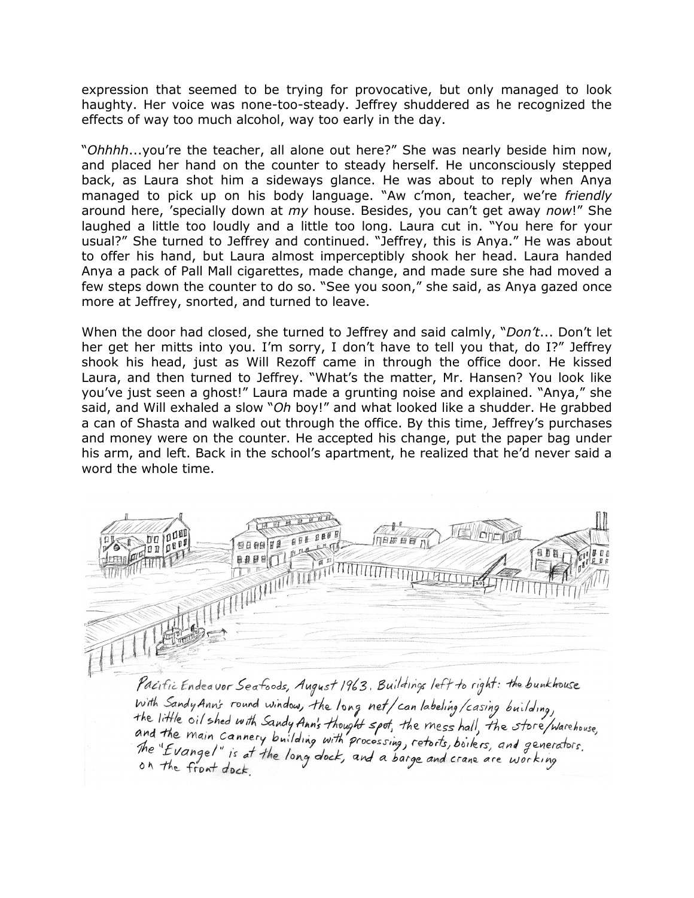expression that seemed to be trying for provocative, but only managed to look haughty. Her voice was none-too-steady. Jeffrey shuddered as he recognized the effects of way too much alcohol, way too early in the day.

"*Ohhhh*...you're the teacher, all alone out here?" She was nearly beside him now, and placed her hand on the counter to steady herself. He unconsciously stepped back, as Laura shot him a sideways glance. He was about to reply when Anya managed to pick up on his body language. "Aw c'mon, teacher, we're *friendly* around here, 'specially down at *my* house. Besides, you can't get away *now*!" She laughed a little too loudly and a little too long. Laura cut in. "You here for your usual?" She turned to Jeffrey and continued. "Jeffrey, this is Anya." He was about to offer his hand, but Laura almost imperceptibly shook her head. Laura handed Anya a pack of Pall Mall cigarettes, made change, and made sure she had moved a few steps down the counter to do so. "See you soon," she said, as Anya gazed once more at Jeffrey, snorted, and turned to leave.

When the door had closed, she turned to Jeffrey and said calmly, "*Don't*... Don't let her get her mitts into you. I'm sorry, I don't have to tell you that, do I?" Jeffrey shook his head, just as Will Rezoff came in through the office door. He kissed Laura, and then turned to Jeffrey. "What's the matter, Mr. Hansen? You look like you've just seen a ghost!" Laura made a grunting noise and explained. "Anya," she said, and Will exhaled a slow "*Oh* boy!" and what looked like a shudder. He grabbed a can of Shasta and walked out through the office. By this time, Jeffrey's purchases and money were on the counter. He accepted his change, put the paper bag under his arm, and left. Back in the school's apartment, he realized that he'd never said a word the whole time.

*Pacific Endeavor Seafoods, August 1963. Buildings left to right: the bunkhouse with SandyAnn's round window, the long net/can labeling/casing building, the little oil shed with SandyAnn's thought spot, the mess hall, the store/warehouse, and the main cannery building with processing, retorts, boilers, and generators. The "Evangel" is at the long dock, and a barge and crane are working on the front dock.*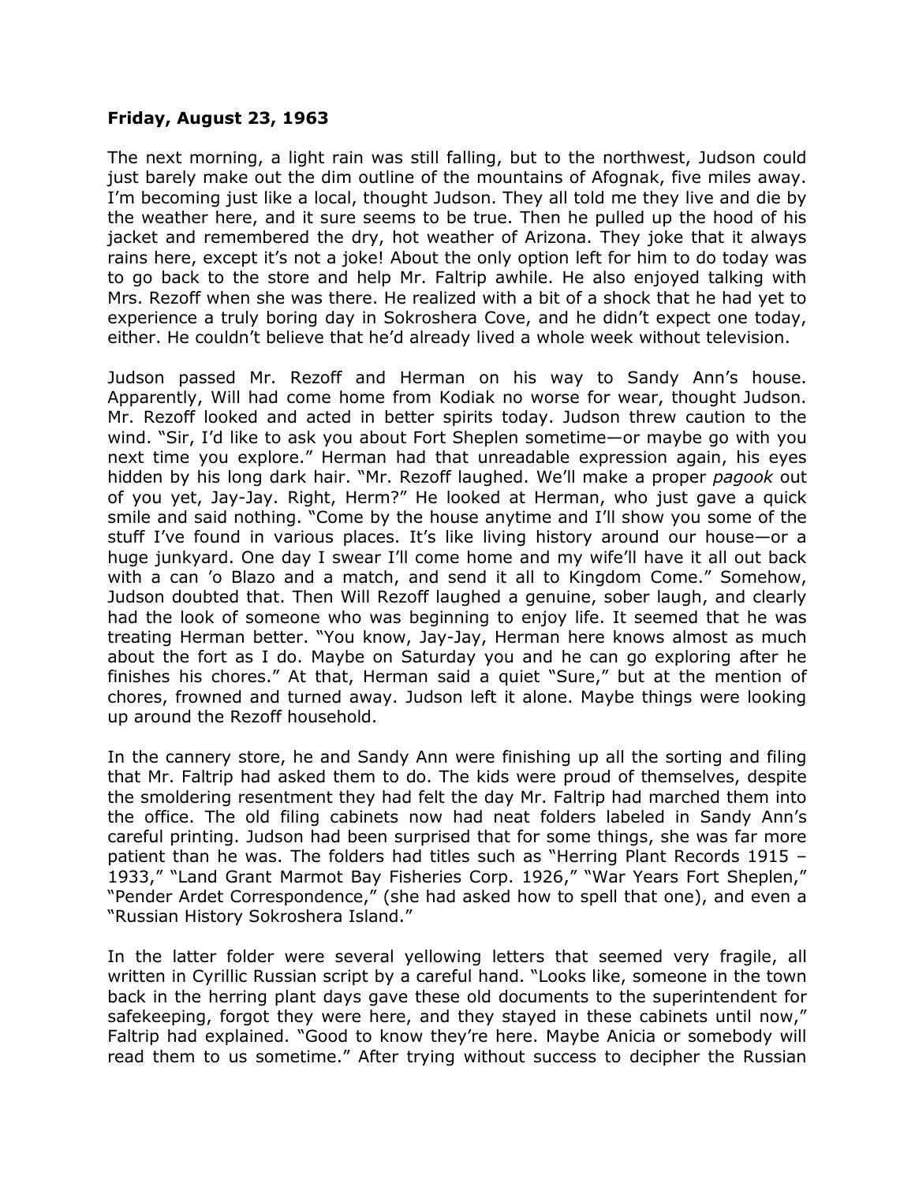**Friday, August 23, 1963**

The next morning, a light rain was still falling, but to the northwest, Judson could just barely make out the dim outline of the mountains of Afognak, five miles away. I'm becoming just like a local, thought Judson. They all told me they live and die by the weather here, and it sure seems to be true. Then he pulled up the hood of his jacket and remembered the dry, hot weather of Arizona. They joke that it always rains here, except it's not a joke! About the only option left for him to do today was to go back to the store and help Mr. Faltrip awhile. He also enjoyed talking with Mrs. Rezoff when she was there. He realized with a bit of a shock that he had yet to experience a truly boring day in Sokroshera Cove, and he didn't expect one today, either. He couldn't believe that he'd already lived a whole week without television.

Judson passed Mr. Rezoff and Herman on his way to Sandy Ann's house. Apparently, Will had come home from Kodiak no worse for wear, thought Judson. Mr. Rezoff looked and acted in better spirits today. Judson threw caution to the wind. "Sir, I'd like to ask you about Fort Sheplen sometime—or maybe go with you next time you explore." Herman had that unreadable expression again, his eyes hidden by his long dark hair. "Mr. Rezoff laughed. We'll make a proper *pagook* out of you yet, Jay-Jay. Right, Herm?" He looked at Herman, who just gave a quick smile and said nothing. "Come by the house anytime and I'll show you some of the stuff I've found in various places. It's like living history around our house—or a huge junkyard. One day I swear I'll come home and my wife'll have it all out back with a can 'o Blazo and a match, and send it all to Kingdom Come." Somehow, Judson doubted that. Then Will Rezoff laughed a genuine, sober laugh, and clearly had the look of someone who was beginning to enjoy life. It seemed that he was treating Herman better. "You know, Jay-Jay, Herman here knows almost as much about the fort as I do. Maybe on Saturday you and he can go exploring after he finishes his chores." At that, Herman said a quiet "Sure," but at the mention of chores, frowned and turned away. Judson left it alone. Maybe things were looking up around the Rezoff household.

In the cannery store, he and Sandy Ann were finishing up all the sorting and filing that Mr. Faltrip had asked them to do. The kids were proud of themselves, despite the smoldering resentment they had felt the day Mr. Faltrip had marched them into the office. The old filing cabinets now had neat folders labeled in Sandy Ann's careful printing. Judson had been surprised that for some things, she was far more patient than he was. The folders had titles such as "Herring Plant Records 1915 – 1933," "Land Grant Marmot Bay Fisheries Corp. 1926," "War Years Fort Sheplen," "Pender Ardet Correspondence," (she had asked how to spell that one), and even a "Russian History Sokroshera Island."

In the latter folder were several yellowing letters that seemed very fragile, all written in Cyrillic Russian script by a careful hand. "Looks like, someone in the town back in the herring plant days gave these old documents to the superintendent for safekeeping, forgot they were here, and they stayed in these cabinets until now," Faltrip had explained. "Good to know they're here. Maybe Anicia or somebody will read them to us sometime." After trying without success to decipher the Russian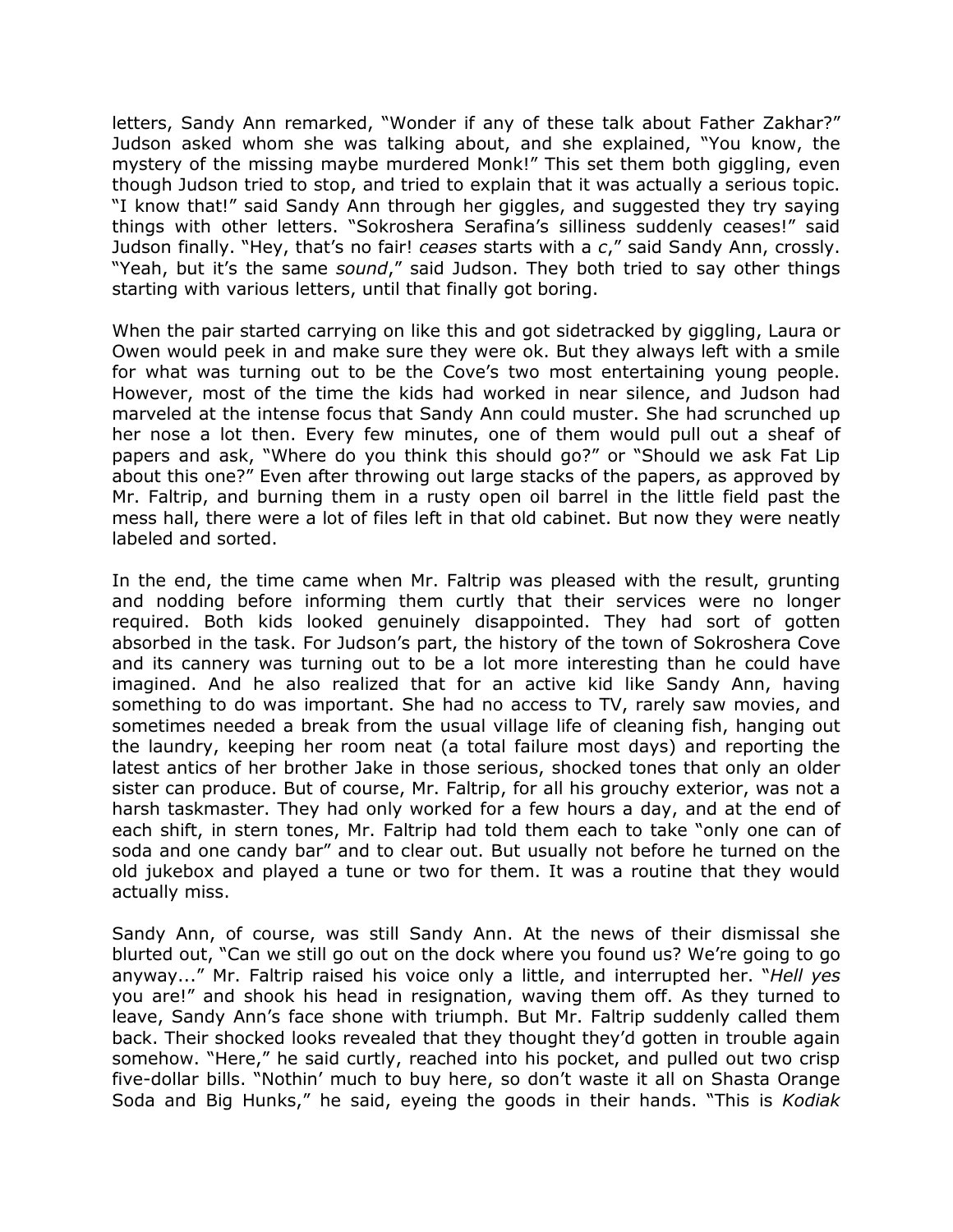letters, Sandy Ann remarked, "Wonder if any of these talk about Father Zakhar?" Judson asked whom she was talking about, and she explained, "You know, the mystery of the missing maybe murdered Monk!" This set them both giggling, even though Judson tried to stop, and tried to explain that it was actually a serious topic. "I know that!" said Sandy Ann through her giggles, and suggested they try saying things with other letters. "Sokroshera Serafina's silliness suddenly ceases!" said Judson finally. "Hey, that's no fair! *ceases* starts with a *c*," said Sandy Ann, crossly. "Yeah, but it's the same *sound*," said Judson. They both tried to say other things starting with various letters, until that finally got boring.

When the pair started carrying on like this and got sidetracked by giggling, Laura or Owen would peek in and make sure they were ok. But they always left with a smile for what was turning out to be the Cove's two most entertaining young people. However, most of the time the kids had worked in near silence, and Judson had marveled at the intense focus that Sandy Ann could muster. She had scrunched up her nose a lot then. Every few minutes, one of them would pull out a sheaf of papers and ask, "Where do you think this should go?" or "Should we ask Fat Lip about this one?" Even after throwing out large stacks of the papers, as approved by Mr. Faltrip, and burning them in a rusty open oil barrel in the little field past the mess hall, there were a lot of files left in that old cabinet. But now they were neatly labeled and sorted.

In the end, the time came when Mr. Faltrip was pleased with the result, grunting and nodding before informing them curtly that their services were no longer required. Both kids looked genuinely disappointed. They had sort of gotten absorbed in the task. For Judson's part, the history of the town of Sokroshera Cove and its cannery was turning out to be a lot more interesting than he could have imagined. And he also realized that for an active kid like Sandy Ann, having something to do was important. She had no access to TV, rarely saw movies, and sometimes needed a break from the usual village life of cleaning fish, hanging out the laundry, keeping her room neat (a total failure most days) and reporting the latest antics of her brother Jake in those serious, shocked tones that only an older sister can produce. But of course, Mr. Faltrip, for all his grouchy exterior, was not a harsh taskmaster. They had only worked for a few hours a day, and at the end of each shift, in stern tones, Mr. Faltrip had told them each to take "only one can of soda and one candy bar" and to clear out. But usually not before he turned on the old jukebox and played a tune or two for them. It was a routine that they would actually miss.

Sandy Ann, of course, was still Sandy Ann. At the news of their dismissal she blurted out, "Can we still go out on the dock where you found us? We're going to go anyway..." Mr. Faltrip raised his voice only a little, and interrupted her. "*Hell yes* you are!" and shook his head in resignation, waving them off. As they turned to leave, Sandy Ann's face shone with triumph. But Mr. Faltrip suddenly called them back. Their shocked looks revealed that they thought they'd gotten in trouble again somehow. "Here," he said curtly, reached into his pocket, and pulled out two crisp five-dollar bills. "Nothin' much to buy here, so don't waste it all on Shasta Orange Soda and Big Hunks," he said, eyeing the goods in their hands. "This is *Kodiak*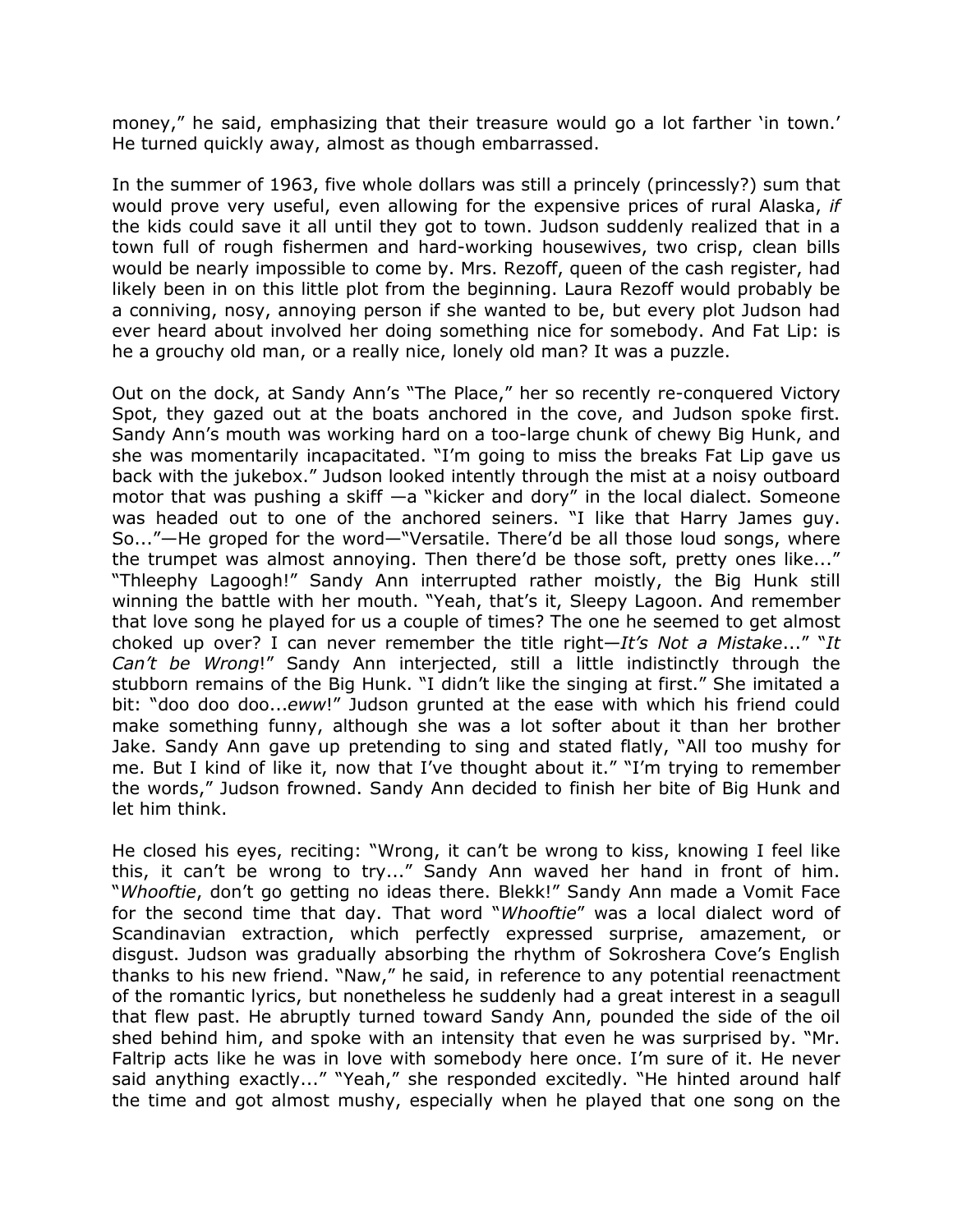money," he said, emphasizing that their treasure would go a lot farther 'in town.' He turned quickly away, almost as though embarrassed.

In the summer of 1963, five whole dollars was still a princely (princessly?) sum that would prove very useful, even allowing for the expensive prices of rural Alaska, *if* the kids could save it all until they got to town. Judson suddenly realized that in a town full of rough fishermen and hard-working housewives, two crisp, clean bills would be nearly impossible to come by. Mrs. Rezoff, queen of the cash register, had likely been in on this little plot from the beginning. Laura Rezoff would probably be a conniving, nosy, annoying person if she wanted to be, but every plot Judson had ever heard about involved her doing something nice for somebody. And Fat Lip: is he a grouchy old man, or a really nice, lonely old man? It was a puzzle.

Out on the dock, at Sandy Ann's "The Place," her so recently re-conquered Victory Spot, they gazed out at the boats anchored in the cove, and Judson spoke first. Sandy Ann's mouth was working hard on a too-large chunk of chewy Big Hunk, and she was momentarily incapacitated. "I'm going to miss the breaks Fat Lip gave us back with the jukebox." Judson looked intently through the mist at a noisy outboard motor that was pushing a skiff —a "kicker and dory" in the local dialect. Someone was headed out to one of the anchored seiners. "I like that Harry James guy. So..."—He groped for the word—"Versatile. There'd be all those loud songs, where the trumpet was almost annoying. Then there'd be those soft, pretty ones like..." "Thleephy Lagoogh!" Sandy Ann interrupted rather moistly, the Big Hunk still winning the battle with her mouth. "Yeah, that's it, Sleepy Lagoon. And remember that love song he played for us a couple of times? The one he seemed to get almost choked up over? I can never remember the title right—*It's Not a Mistake*..." "*It Can't be Wrong*!" Sandy Ann interjected, still a little indistinctly through the stubborn remains of the Big Hunk. "I didn't like the singing at first." She imitated a bit: "doo doo doo...*eww*!" Judson grunted at the ease with which his friend could make something funny, although she was a lot softer about it than her brother Jake. Sandy Ann gave up pretending to sing and stated flatly, "All too mushy for me. But I kind of like it, now that I've thought about it." "I'm trying to remember the words," Judson frowned. Sandy Ann decided to finish her bite of Big Hunk and let him think.

He closed his eyes, reciting: "Wrong, it can't be wrong to kiss, knowing I feel like this, it can't be wrong to try..." Sandy Ann waved her hand in front of him. "*Whooftie*, don't go getting no ideas there. Blekk!" Sandy Ann made a Vomit Face for the second time that day. That word "*Whooftie*" was a local dialect word of Scandinavian extraction, which perfectly expressed surprise, amazement, or disgust. Judson was gradually absorbing the rhythm of Sokroshera Cove's English thanks to his new friend. "Naw," he said, in reference to any potential reenactment of the romantic lyrics, but nonetheless he suddenly had a great interest in a seagull that flew past. He abruptly turned toward Sandy Ann, pounded the side of the oil shed behind him, and spoke with an intensity that even he was surprised by. "Mr. Faltrip acts like he was in love with somebody here once. I'm sure of it. He never said anything exactly..." "Yeah," she responded excitedly. "He hinted around half the time and got almost mushy, especially when he played that one song on the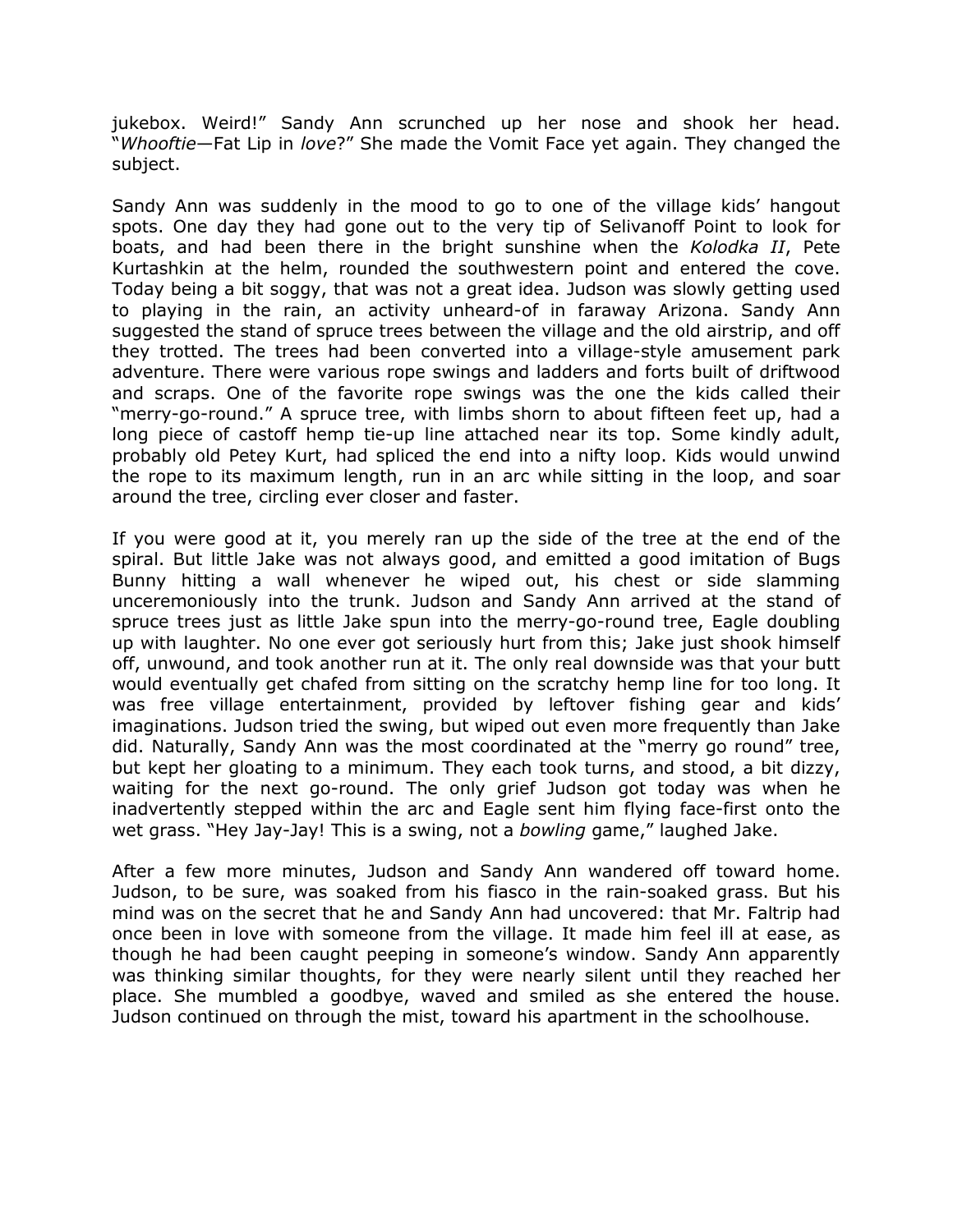jukebox. Weird!" Sandy Ann scrunched up her nose and shook her head. "*Whooftie*—Fat Lip in *love*?" She made the Vomit Face yet again. They changed the subject.

Sandy Ann was suddenly in the mood to go to one of the village kids' hangout spots. One day they had gone out to the very tip of Selivanoff Point to look for boats, and had been there in the bright sunshine when the *Kolodka II*, Pete Kurtashkin at the helm, rounded the southwestern point and entered the cove. Today being a bit soggy, that was not a great idea. Judson was slowly getting used to playing in the rain, an activity unheard-of in faraway Arizona. Sandy Ann suggested the stand of spruce trees between the village and the old airstrip, and off they trotted. The trees had been converted into a village-style amusement park adventure. There were various rope swings and ladders and forts built of driftwood and scraps. One of the favorite rope swings was the one the kids called their "merry-go-round." A spruce tree, with limbs shorn to about fifteen feet up, had a long piece of castoff hemp tie-up line attached near its top. Some kindly adult, probably old Petey Kurt, had spliced the end into a nifty loop. Kids would unwind the rope to its maximum length, run in an arc while sitting in the loop, and soar around the tree, circling ever closer and faster.

If you were good at it, you merely ran up the side of the tree at the end of the spiral. But little Jake was not always good, and emitted a good imitation of Bugs Bunny hitting a wall whenever he wiped out, his chest or side slamming unceremoniously into the trunk. Judson and Sandy Ann arrived at the stand of spruce trees just as little Jake spun into the merry-go-round tree, Eagle doubling up with laughter. No one ever got seriously hurt from this; Jake just shook himself off, unwound, and took another run at it. The only real downside was that your butt would eventually get chafed from sitting on the scratchy hemp line for too long. It was free village entertainment, provided by leftover fishing gear and kids' imaginations. Judson tried the swing, but wiped out even more frequently than Jake did. Naturally, Sandy Ann was the most coordinated at the "merry go round" tree, but kept her gloating to a minimum. They each took turns, and stood, a bit dizzy, waiting for the next go-round. The only grief Judson got today was when he inadvertently stepped within the arc and Eagle sent him flying face-first onto the wet grass. "Hey Jay-Jay! This is a swing, not a *bowling* game," laughed Jake.

After a few more minutes, Judson and Sandy Ann wandered off toward home. Judson, to be sure, was soaked from his fiasco in the rain-soaked grass. But his mind was on the secret that he and Sandy Ann had uncovered: that Mr. Faltrip had once been in love with someone from the village. It made him feel ill at ease, as though he had been caught peeping in someone's window. Sandy Ann apparently was thinking similar thoughts, for they were nearly silent until they reached her place. She mumbled a goodbye, waved and smiled as she entered the house. Judson continued on through the mist, toward his apartment in the schoolhouse.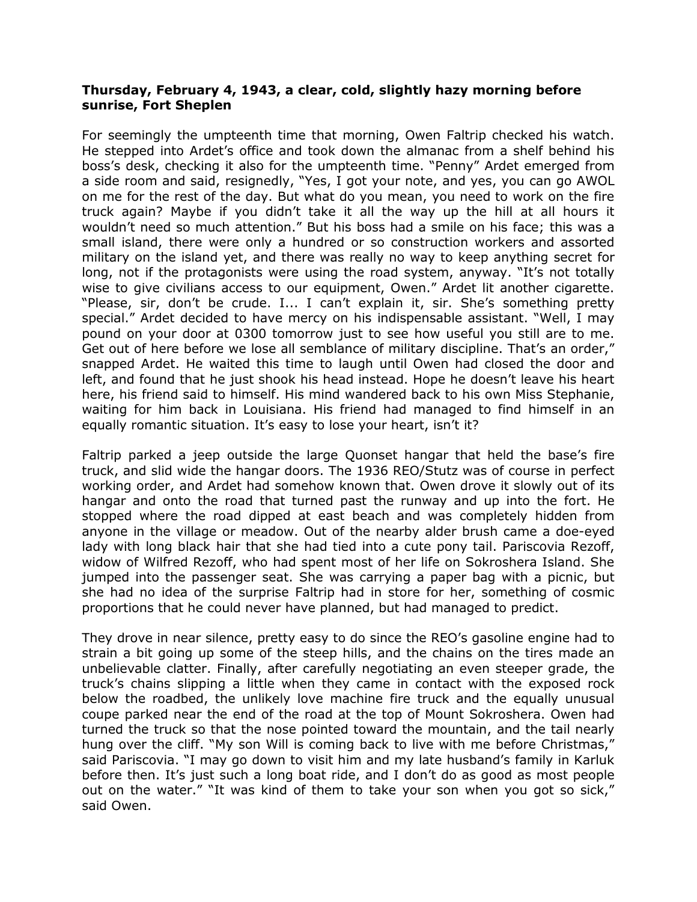**Thursday, February 4, 1943, a clear, cold, slightly hazy morning before sunrise, Fort Sheplen**

For seemingly the umpteenth time that morning, Owen Faltrip checked his watch. He stepped into Ardet's office and took down the almanac from a shelf behind his boss's desk, checking it also for the umpteenth time. "Penny" Ardet emerged from a side room and said, resignedly, "Yes, I got your note, and yes, you can go AWOL on me for the rest of the day. But what do you mean, you need to work on the fire truck again? Maybe if you didn't take it all the way up the hill at all hours it wouldn't need so much attention." But his boss had a smile on his face; this was a small island, there were only a hundred or so construction workers and assorted military on the island yet, and there was really no way to keep anything secret for long, not if the protagonists were using the road system, anyway. "It's not totally wise to give civilians access to our equipment, Owen." Ardet lit another cigarette. "Please, sir, don't be crude. I... I can't explain it, sir. She's something pretty special." Ardet decided to have mercy on his indispensable assistant. "Well, I may pound on your door at 0300 tomorrow just to see how useful you still are to me. Get out of here before we lose all semblance of military discipline. That's an order," snapped Ardet. He waited this time to laugh until Owen had closed the door and left, and found that he just shook his head instead. Hope he doesn't leave his heart here, his friend said to himself. His mind wandered back to his own Miss Stephanie, waiting for him back in Louisiana. His friend had managed to find himself in an equally romantic situation. It's easy to lose your heart, isn't it?

Faltrip parked a jeep outside the large Quonset hangar that held the base's fire truck, and slid wide the hangar doors. The 1936 REO/Stutz was of course in perfect working order, and Ardet had somehow known that. Owen drove it slowly out of its hangar and onto the road that turned past the runway and up into the fort. He stopped where the road dipped at east beach and was completely hidden from anyone in the village or meadow. Out of the nearby alder brush came a doe-eyed lady with long black hair that she had tied into a cute pony tail. Pariscovia Rezoff, widow of Wilfred Rezoff, who had spent most of her life on Sokroshera Island. She jumped into the passenger seat. She was carrying a paper bag with a picnic, but she had no idea of the surprise Faltrip had in store for her, something of cosmic proportions that he could never have planned, but had managed to predict.

They drove in near silence, pretty easy to do since the REO's gasoline engine had to strain a bit going up some of the steep hills, and the chains on the tires made an unbelievable clatter. Finally, after carefully negotiating an even steeper grade, the truck's chains slipping a little when they came in contact with the exposed rock below the roadbed, the unlikely love machine fire truck and the equally unusual coupe parked near the end of the road at the top of Mount Sokroshera. Owen had turned the truck so that the nose pointed toward the mountain, and the tail nearly hung over the cliff. "My son Will is coming back to live with me before Christmas," said Pariscovia. "I may go down to visit him and my late husband's family in Karluk before then. It's just such a long boat ride, and I don't do as good as most people out on the water." "It was kind of them to take your son when you got so sick," said Owen.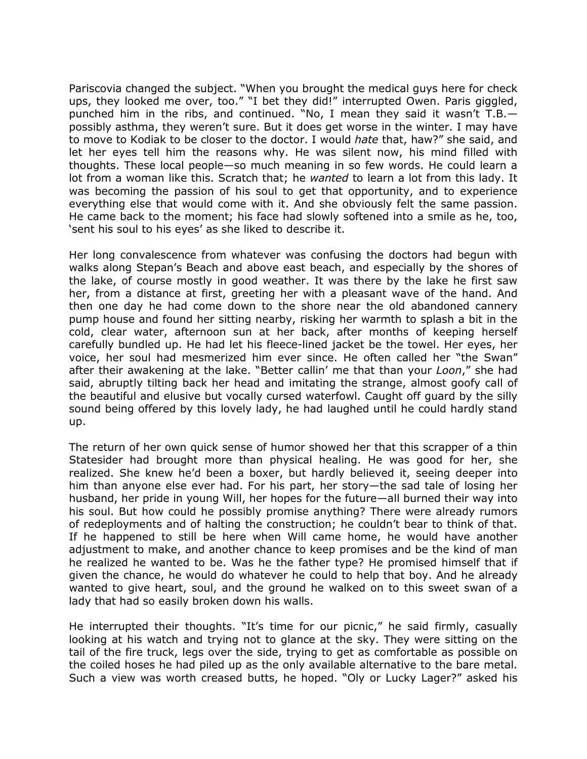Pariscovia changed the subject. "When you brought the medical guys here for check ups, they looked me over, too." "I bet they did!" interrupted Owen. Paris giggled, punched him in the ribs, and continued. "No, I mean they said it wasn't T.B.—possibly asthma, they weren't sure. But it does get worse in the winter. I may have to move to Kodiak to be closer to the doctor. I would *hate* that, haw?" she said, and let her eyes tell him the reasons why. He was silent now, his mind filled with thoughts. These local people—so much meaning in so few words. He could learn a lot from a woman like this. Scratch that; he *wanted* to learn a lot from this lady. It was becoming the passion of his soul to get that opportunity, and to experience everything else that would come with it. And she obviously felt the same passion. He came back to the moment; his face had slowly softened into a smile as he, too, 'sent his soul to his eyes' as she liked to describe it.

Her long convalescence from whatever was confusing the doctors had begun with walks along Stepan's Beach and above east beach, and especially by the shores of the lake, of course mostly in good weather. It was there by the lake he first saw her, from a distance at first, greeting her with a pleasant wave of the hand. And then one day he had come down to the shore near the old abandoned cannery pump house and found her sitting nearby, risking her warmth to splash a bit in the cold, clear water, afternoon sun at her back, after months of keeping herself carefully bundled up. He had let his fleece-lined jacket be the towel. Her eyes, her voice, her soul had mesmerized him ever since. He often called her "the Swan" after their awakening at the lake. "Better callin' me that than your *Loon*," she had said, abruptly tilting back her head and imitating the strange, almost goofy call of the beautiful and elusive but vocally cursed waterfowl. Caught off guard by the silly sound being offered by this lovely lady, he had laughed until he could hardly stand up.

The return of her own quick sense of humor showed her that this scrapper of a thin Statesider had brought more than physical healing. He was good for her, she realized. She knew he'd been a boxer, but hardly believed it, seeing deeper into him than anyone else ever had. For his part, her story—the sad tale of losing her husband, her pride in young Will, her hopes for the future—all burned their way into his soul. But how could he possibly promise anything? There were already rumors of redeployments and of halting the construction; he couldn't bear to think of that. If he happened to still be here when Will came home, he would have another adjustment to make, and another chance to keep promises and be the kind of man he realized he wanted to be. Was he the father type? He promised himself that if given the chance, he would do whatever he could to help that boy. And he already wanted to give heart, soul, and the ground he walked on to this sweet swan of a lady that had so easily broken down his walls.

He interrupted their thoughts. "It's time for our picnic," he said firmly, casually looking at his watch and trying not to glance at the sky. They were sitting on the tail of the fire truck, legs over the side, trying to get as comfortable as possible on the coiled hoses he had piled up as the only available alternative to the bare metal. Such a view was worth creased butts, he hoped. "Oly or Lucky Lager?" asked his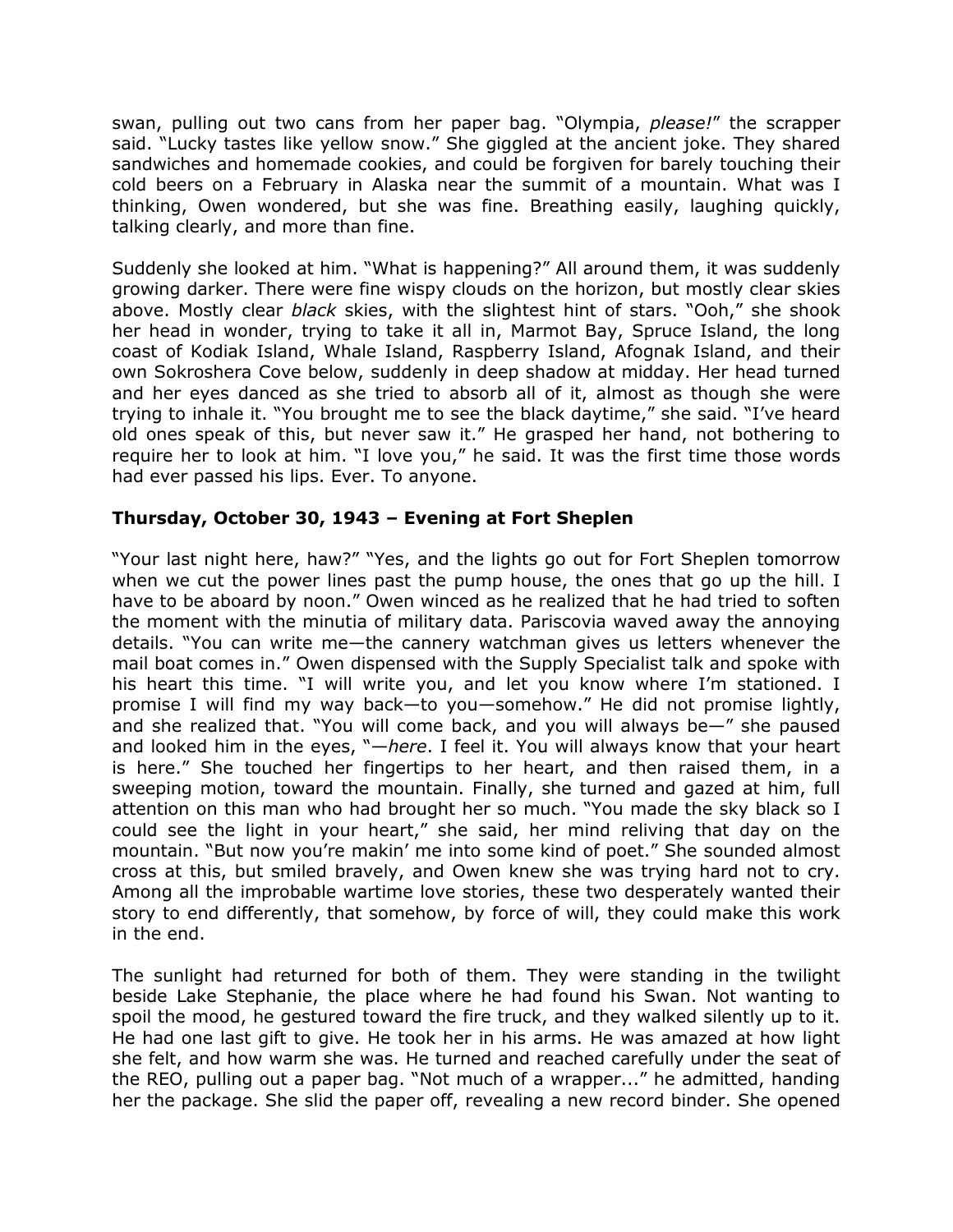swan, pulling out two cans from her paper bag. "Olympia, *please!*" the scrapper said. "Lucky tastes like yellow snow." She giggled at the ancient joke. They shared sandwiches and homemade cookies, and could be forgiven for barely touching their cold beers on a February in Alaska near the summit of a mountain. What was I thinking, Owen wondered, but she was fine. Breathing easily, laughing quickly, talking clearly, and more than fine.

Suddenly she looked at him. "What is happening?" All around them, it was suddenly growing darker. There were fine wispy clouds on the horizon, but mostly clear skies above. Mostly clear *black* skies, with the slightest hint of stars. "Ooh," she shook her head in wonder, trying to take it all in, Marmot Bay, Spruce Island, the long coast of Kodiak Island, Whale Island, Raspberry Island, Afognak Island, and their own Sokroshera Cove below, suddenly in deep shadow at midday. Her head turned and her eyes danced as she tried to absorb all of it, almost as though she were trying to inhale it. "You brought me to see the black daytime," she said. "I've heard old ones speak of this, but never saw it." He grasped her hand, not bothering to require her to look at him. "I love you," he said. It was the first time those words had ever passed his lips. Ever. To anyone.

**Thursday, October 30, 1943 – Evening at Fort Sheplen**

"Your last night here, haw?" "Yes, and the lights go out for Fort Sheplen tomorrow when we cut the power lines past the pump house, the ones that go up the hill. I have to be aboard by noon." Owen winced as he realized that he had tried to soften the moment with the minutia of military data. Pariscovia waved away the annoying details. "You can write me—the cannery watchman gives us letters whenever the mail boat comes in." Owen dispensed with the Supply Specialist talk and spoke with his heart this time. "I will write you, and let you know where I'm stationed. I promise I will find my way back—to you—somehow." He did not promise lightly, and she realized that. "You will come back, and you will always be—" she paused and looked him in the eyes, "—*here*. I feel it. You will always know that your heart is here." She touched her fingertips to her heart, and then raised them, in a sweeping motion, toward the mountain. Finally, she turned and gazed at him, full attention on this man who had brought her so much. "You made the sky black so I could see the light in your heart," she said, her mind reliving that day on the mountain. "But now you're makin' me into some kind of poet." She sounded almost cross at this, but smiled bravely, and Owen knew she was trying hard not to cry. Among all the improbable wartime love stories, these two desperately wanted their story to end differently, that somehow, by force of will, they could make this work in the end.

The sunlight had returned for both of them. They were standing in the twilight beside Lake Stephanie, the place where he had found his Swan. Not wanting to spoil the mood, he gestured toward the fire truck, and they walked silently up to it. He had one last gift to give. He took her in his arms. He was amazed at how light she felt, and how warm she was. He turned and reached carefully under the seat of the REO, pulling out a paper bag. "Not much of a wrapper..." he admitted, handing her the package. She slid the paper off, revealing a new record binder. She opened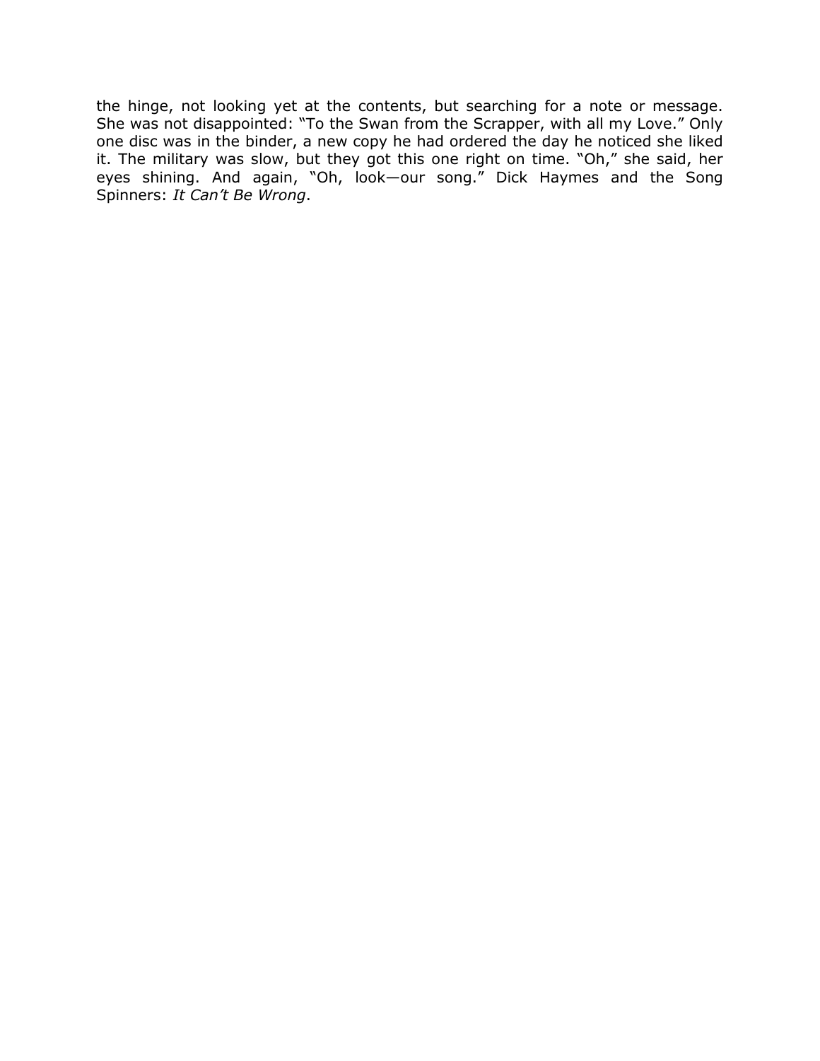the hinge, not looking yet at the contents, but searching for a note or message. She was not disappointed: "To the Swan from the Scrapper, with all my Love." Only one disc was in the binder, a new copy he had ordered the day he noticed she liked it. The military was slow, but they got this one right on time. "Oh," she said, her eyes shining. And again, "Oh, look—our song." Dick Haymes and the Song Spinners: *It Can't Be Wrong*.